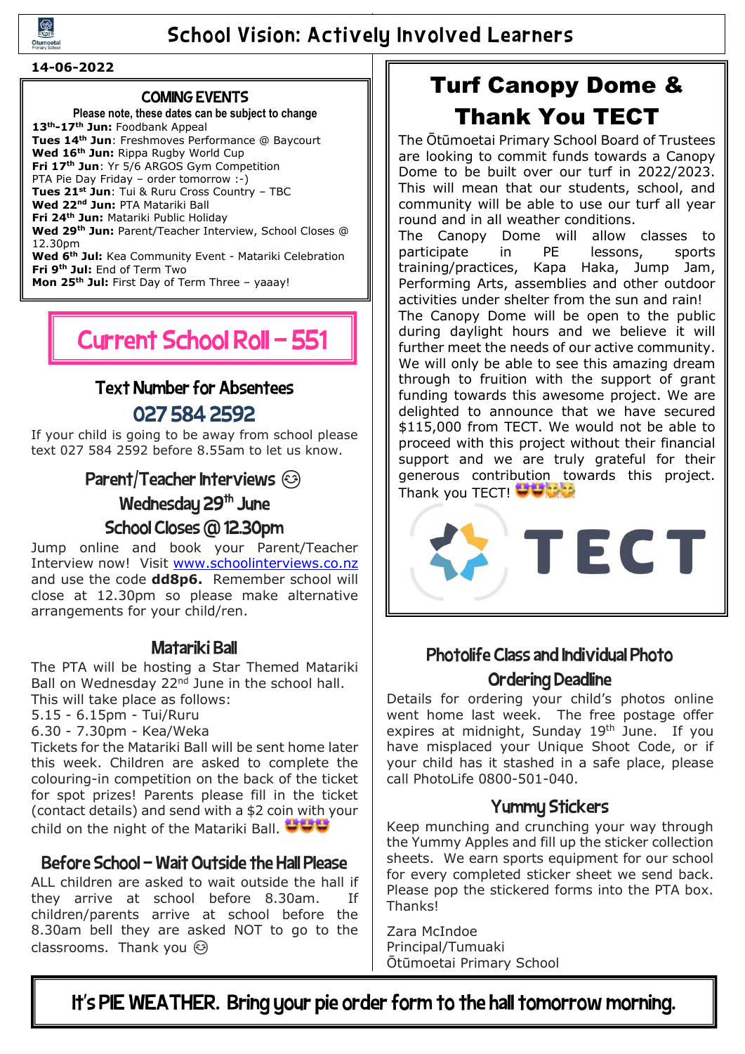# School Vision: Actively Involved Learners

**14-06-2022**

## COMING EVENTS

**Please note, these dates can be subject to change**

**13th-17th Jun:** Foodbank Appeal
**Tues 14th Jun**: Freshmoves Performance @ Baycourt
**Wed 16th Jun:** Rippa Rugby World Cup
**Fri 17th Jun**: Yr 5/6 ARGOS Gym Competition
PTA Pie Day Friday – order tomorrow :-)
**Tues 21st Jun**: Tui & Ruru Cross Country – TBC
**Wed 22nd Jun:** PTA Matariki Ball
**Fri 24th Jun:** Matariki Public Holiday
**Wed 29th Jun:** Parent/Teacher Interview, School Closes @ 12.30pm
**Wed 6th Jul:** Kea Community Event - Matariki Celebration
**Fri 9th Jul:** End of Term Two
**Mon 25th Jul:** First Day of Term Three – yaaay!

## Current School Roll – 551

## Text Number for Absentees

## 027 584 2592

If your child is going to be away from school please text 027 584 2592 before 8.55am to let us know.

## Parent/Teacher Interviews 😊
## Wednesday 29th June
## School Closes @ 12.30pm

Jump online and book your Parent/Teacher Interview now! Visit www.schoolinterviews.co.nz and use the code **dd8p6.** Remember school will close at 12.30pm so please make alternative arrangements for your child/ren.

## Matariki Ball

The PTA will be hosting a Star Themed Matariki Ball on Wednesday 22nd June in the school hall. This will take place as follows:
5.15 - 6.15pm - Tui/Ruru
6.30 - 7.30pm - Kea/Weka
Tickets for the Matariki Ball will be sent home later this week. Children are asked to complete the colouring-in competition on the back of the ticket for spot prizes! Parents please fill in the ticket (contact details) and send with a $2 coin with your child on the night of the Matariki Ball. 🤩🤩🤩

## Before School – Wait Outside the Hall Please

ALL children are asked to wait outside the hall if they arrive at school before 8.30am. If children/parents arrive at school before the 8.30am bell they are asked NOT to go to the classrooms. Thank you 😊

# Turf Canopy Dome & Thank You TECT

The Ōtūmoetai Primary School Board of Trustees are looking to commit funds towards a Canopy Dome to be built over our turf in 2022/2023. This will mean that our students, school, and community will be able to use our turf all year round and in all weather conditions.
The Canopy Dome will allow classes to participate in PE lessons, sports training/practices, Kapa Haka, Jump Jam, Performing Arts, assemblies and other outdoor activities under shelter from the sun and rain!
The Canopy Dome will be open to the public during daylight hours and we believe it will further meet the needs of our active community.
We will only be able to see this amazing dream through to fruition with the support of grant funding towards this awesome project. We are delighted to announce that we have secured $115,000 from TECT. We would not be able to proceed with this project without their financial support and we are truly grateful for their generous contribution towards this project. Thank you TECT! 🤩🤩🥳🥳

TECT

## Photolife Class and Individual Photo Ordering Deadline

Details for ordering your child's photos online went home last week. The free postage offer expires at midnight, Sunday 19th June. If you have misplaced your Unique Shoot Code, or if your child has it stashed in a safe place, please call PhotoLife 0800-501-040.

## Yummy Stickers

Keep munching and crunching your way through the Yummy Apples and fill up the sticker collection sheets. We earn sports equipment for our school for every completed sticker sheet we send back. Please pop the stickered forms into the PTA box. Thanks!

Zara McIndoe
Principal/Tumuaki
Ōtūmoetai Primary School

**It's PIE WEATHER. Bring your pie order form to the hall tomorrow morning.**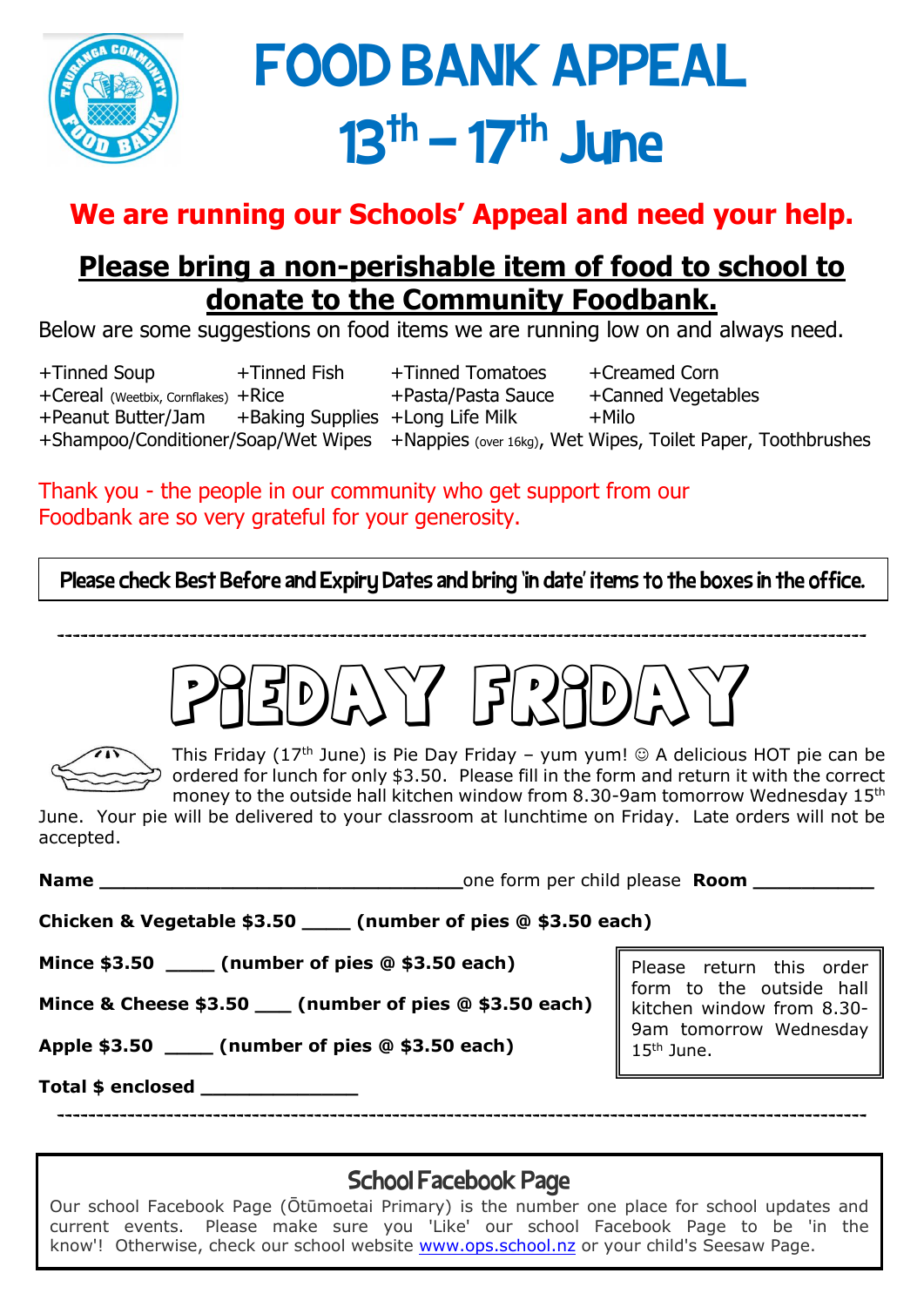# FOOD BANK APPEAL

## 13th – 17th June

**We are running our Schools' Appeal and need your help.**

**Please bring a non-perishable item of food to school to donate to the Community Foodbank.**

Below are some suggestions on food items we are running low on and always need.

+Tinned Soup +Tinned Fish +Tinned Tomatoes +Creamed Corn
+Cereal (Weetbix, Cornflakes) +Rice +Pasta/Pasta Sauce +Canned Vegetables
+Peanut Butter/Jam +Baking Supplies +Long Life Milk +Milo
+Shampoo/Conditioner/Soap/Wet Wipes +Nappies (over 16kg), Wet Wipes, Toilet Paper, Toothbrushes

Thank you - the people in our community who get support from our Foodbank are so very grateful for your generosity.

**Please check Best Before and Expiry Dates and bring 'in date' items to the boxes in the office.**

---

# PIEDAY FRIDAY

This Friday (17th June) is Pie Day Friday – yum yum! ☺ A delicious HOT pie can be ordered for lunch for only $3.50. Please fill in the form and return it with the correct money to the outside hall kitchen window from 8.30-9am tomorrow Wednesday 15th June. Your pie will be delivered to your classroom at lunchtime on Friday. Late orders will not be accepted.

**Name** ________________________________ one form per child please **Room** __________

**Chicken & Vegetable $3.50 ____ (number of pies @ $3.50 each)**

**Mince $3.50 ____ (number of pies @ $3.50 each)**

**Mince & Cheese $3.50 ___ (number of pies @ $3.50 each)**

**Apple $3.50 ____ (number of pies @ $3.50 each)**

**Total $ enclosed** ______________

Please return this order form to the outside hall kitchen window from 8.30-9am tomorrow Wednesday 15th June.

---

## School Facebook Page

Our school Facebook Page (Ōtūmoetai Primary) is the number one place for school updates and current events. Please make sure you 'Like' our school Facebook Page to be 'in the know'! Otherwise, check our school website www.ops.school.nz or your child's Seesaw Page.